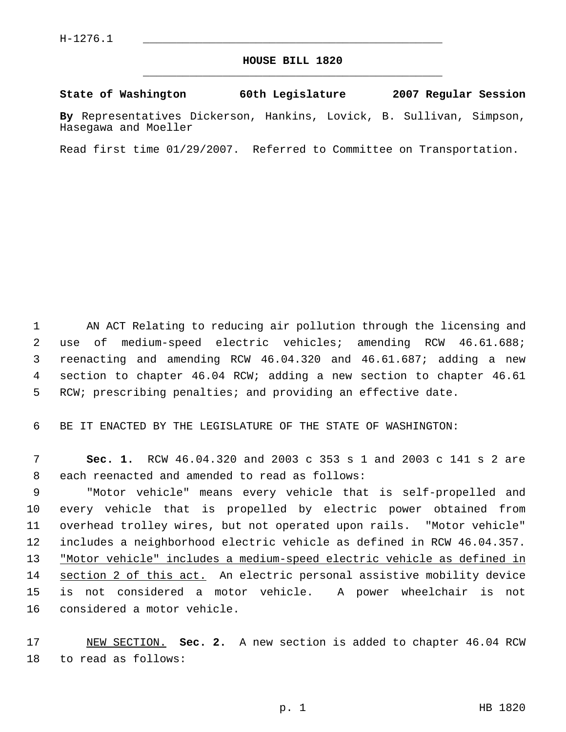H-1276.1

# HOUSE BILL 1820

**State of Washington 60th Legislature 2007 Regular Session**

**By** Representatives Dickerson, Hankins, Lovick, B. Sullivan, Simpson, Hasegawa and Moeller

Read first time 01/29/2007. Referred to Committee on Transportation.

AN ACT Relating to reducing air pollution through the licensing and use of medium-speed electric vehicles; amending RCW 46.61.688; reenacting and amending RCW 46.04.320 and 46.61.687; adding a new section to chapter 46.04 RCW; adding a new section to chapter 46.61 RCW; prescribing penalties; and providing an effective date.

BE IT ENACTED BY THE LEGISLATURE OF THE STATE OF WASHINGTON:

**Sec. 1.** RCW 46.04.320 and 2003 c 353 s 1 and 2003 c 141 s 2 are each reenacted and amended to read as follows:

"Motor vehicle" means every vehicle that is self-propelled and every vehicle that is propelled by electric power obtained from overhead trolley wires, but not operated upon rails. "Motor vehicle" includes a neighborhood electric vehicle as defined in RCW 46.04.357. <u>"Motor vehicle" includes a medium-speed electric vehicle as defined in section 2 of this act.</u> An electric personal assistive mobility device is not considered a motor vehicle. A power wheelchair is not considered a motor vehicle.

<u>NEW SECTION.</u> **Sec. 2.** A new section is added to chapter 46.04 RCW to read as follows: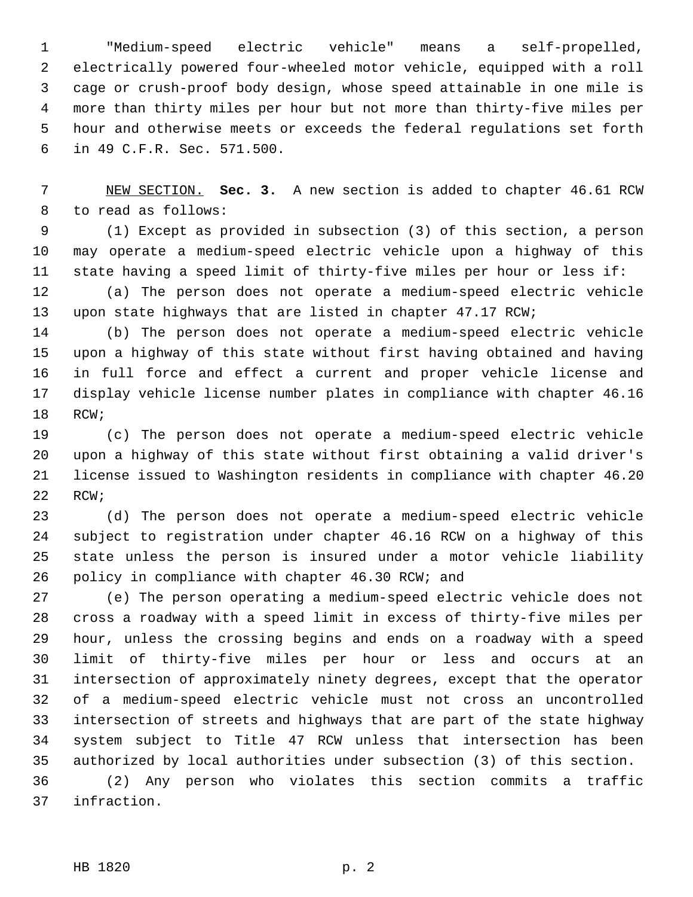"Medium-speed electric vehicle" means a self-propelled, electrically powered four-wheeled motor vehicle, equipped with a roll cage or crush-proof body design, whose speed attainable in one mile is more than thirty miles per hour but not more than thirty-five miles per hour and otherwise meets or exceeds the federal regulations set forth in 49 C.F.R. Sec. 571.500.

NEW SECTION. **Sec. 3.** A new section is added to chapter 46.61 RCW to read as follows:

(1) Except as provided in subsection (3) of this section, a person may operate a medium-speed electric vehicle upon a highway of this state having a speed limit of thirty-five miles per hour or less if:

(a) The person does not operate a medium-speed electric vehicle upon state highways that are listed in chapter 47.17 RCW;

(b) The person does not operate a medium-speed electric vehicle upon a highway of this state without first having obtained and having in full force and effect a current and proper vehicle license and display vehicle license number plates in compliance with chapter 46.16 RCW;

(c) The person does not operate a medium-speed electric vehicle upon a highway of this state without first obtaining a valid driver's license issued to Washington residents in compliance with chapter 46.20 RCW;

(d) The person does not operate a medium-speed electric vehicle subject to registration under chapter 46.16 RCW on a highway of this state unless the person is insured under a motor vehicle liability policy in compliance with chapter 46.30 RCW; and

(e) The person operating a medium-speed electric vehicle does not cross a roadway with a speed limit in excess of thirty-five miles per hour, unless the crossing begins and ends on a roadway with a speed limit of thirty-five miles per hour or less and occurs at an intersection of approximately ninety degrees, except that the operator of a medium-speed electric vehicle must not cross an uncontrolled intersection of streets and highways that are part of the state highway system subject to Title 47 RCW unless that intersection has been authorized by local authorities under subsection (3) of this section.

(2) Any person who violates this section commits a traffic infraction.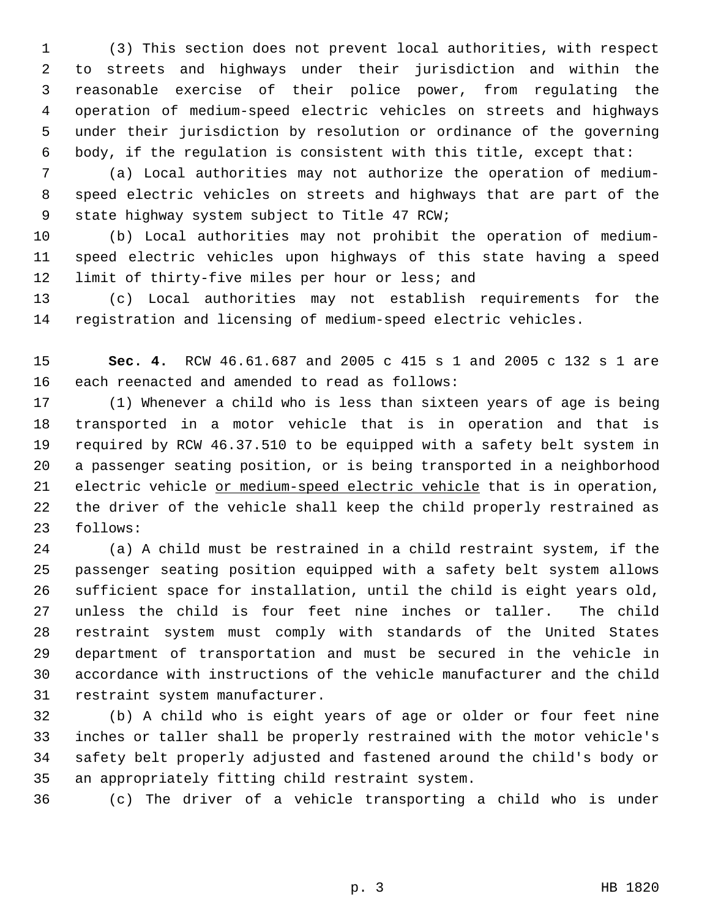(3) This section does not prevent local authorities, with respect to streets and highways under their jurisdiction and within the reasonable exercise of their police power, from regulating the operation of medium-speed electric vehicles on streets and highways under their jurisdiction by resolution or ordinance of the governing body, if the regulation is consistent with this title, except that:

(a) Local authorities may not authorize the operation of medium-speed electric vehicles on streets and highways that are part of the state highway system subject to Title 47 RCW;

(b) Local authorities may not prohibit the operation of medium-speed electric vehicles upon highways of this state having a speed limit of thirty-five miles per hour or less; and

(c) Local authorities may not establish requirements for the registration and licensing of medium-speed electric vehicles.

**Sec. 4.** RCW 46.61.687 and 2005 c 415 s 1 and 2005 c 132 s 1 are each reenacted and amended to read as follows:

(1) Whenever a child who is less than sixteen years of age is being transported in a motor vehicle that is in operation and that is required by RCW 46.37.510 to be equipped with a safety belt system in a passenger seating position, or is being transported in a neighborhood electric vehicle <u>or medium-speed electric vehicle</u> that is in operation, the driver of the vehicle shall keep the child properly restrained as follows:

(a) A child must be restrained in a child restraint system, if the passenger seating position equipped with a safety belt system allows sufficient space for installation, until the child is eight years old, unless the child is four feet nine inches or taller. The child restraint system must comply with standards of the United States department of transportation and must be secured in the vehicle in accordance with instructions of the vehicle manufacturer and the child restraint system manufacturer.

(b) A child who is eight years of age or older or four feet nine inches or taller shall be properly restrained with the motor vehicle's safety belt properly adjusted and fastened around the child's body or an appropriately fitting child restraint system.

(c) The driver of a vehicle transporting a child who is under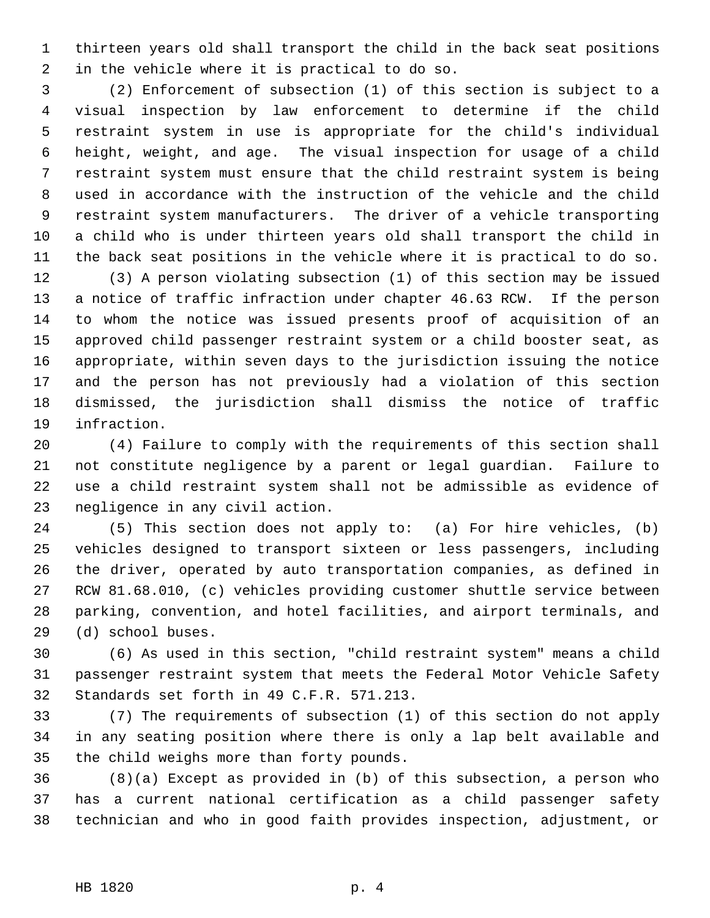thirteen years old shall transport the child in the back seat positions in the vehicle where it is practical to do so.

(2) Enforcement of subsection (1) of this section is subject to a visual inspection by law enforcement to determine if the child restraint system in use is appropriate for the child's individual height, weight, and age. The visual inspection for usage of a child restraint system must ensure that the child restraint system is being used in accordance with the instruction of the vehicle and the child restraint system manufacturers. The driver of a vehicle transporting a child who is under thirteen years old shall transport the child in the back seat positions in the vehicle where it is practical to do so.

(3) A person violating subsection (1) of this section may be issued a notice of traffic infraction under chapter 46.63 RCW. If the person to whom the notice was issued presents proof of acquisition of an approved child passenger restraint system or a child booster seat, as appropriate, within seven days to the jurisdiction issuing the notice and the person has not previously had a violation of this section dismissed, the jurisdiction shall dismiss the notice of traffic infraction.

(4) Failure to comply with the requirements of this section shall not constitute negligence by a parent or legal guardian. Failure to use a child restraint system shall not be admissible as evidence of negligence in any civil action.

(5) This section does not apply to: (a) For hire vehicles, (b) vehicles designed to transport sixteen or less passengers, including the driver, operated by auto transportation companies, as defined in RCW 81.68.010, (c) vehicles providing customer shuttle service between parking, convention, and hotel facilities, and airport terminals, and (d) school buses.

(6) As used in this section, "child restraint system" means a child passenger restraint system that meets the Federal Motor Vehicle Safety Standards set forth in 49 C.F.R. 571.213.

(7) The requirements of subsection (1) of this section do not apply in any seating position where there is only a lap belt available and the child weighs more than forty pounds.

(8)(a) Except as provided in (b) of this subsection, a person who has a current national certification as a child passenger safety technician and who in good faith provides inspection, adjustment, or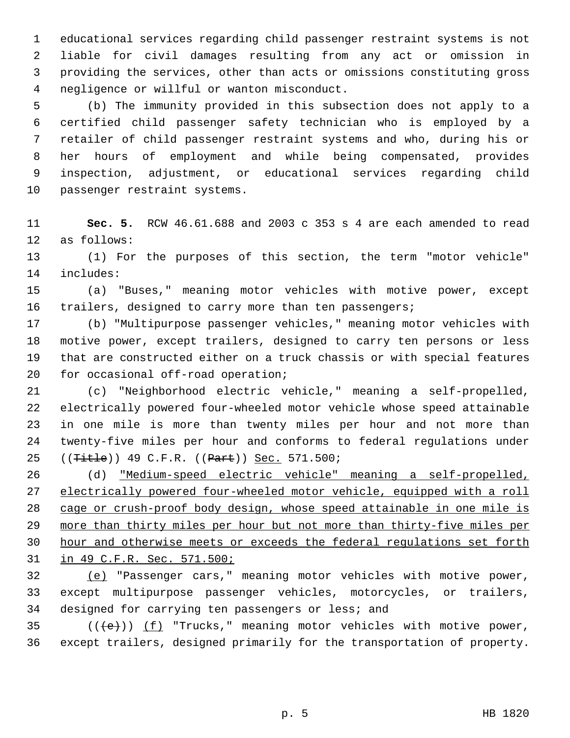educational services regarding child passenger restraint systems is not liable for civil damages resulting from any act or omission in providing the services, other than acts or omissions constituting gross negligence or willful or wanton misconduct.

(b) The immunity provided in this subsection does not apply to a certified child passenger safety technician who is employed by a retailer of child passenger restraint systems and who, during his or her hours of employment and while being compensated, provides inspection, adjustment, or educational services regarding child passenger restraint systems.

**Sec. 5.** RCW 46.61.688 and 2003 c 353 s 4 are each amended to read as follows:

(1) For the purposes of this section, the term "motor vehicle" includes:

(a) "Buses," meaning motor vehicles with motive power, except trailers, designed to carry more than ten passengers;

(b) "Multipurpose passenger vehicles," meaning motor vehicles with motive power, except trailers, designed to carry ten persons or less that are constructed either on a truck chassis or with special features for occasional off-road operation;

(c) "Neighborhood electric vehicle," meaning a self-propelled, electrically powered four-wheeled motor vehicle whose speed attainable in one mile is more than twenty miles per hour and not more than twenty-five miles per hour and conforms to federal regulations under ((~~Title~~)) 49 C.F.R. ((~~Part~~)) <u>Sec.</u> 571.500;

(d) <u>"Medium-speed electric vehicle" meaning a self-propelled, electrically powered four-wheeled motor vehicle, equipped with a roll cage or crush-proof body design, whose speed attainable in one mile is more than thirty miles per hour but not more than thirty-five miles per hour and otherwise meets or exceeds the federal regulations set forth in 49 C.F.R. Sec. 571.500;</u>

<u>(e)</u> "Passenger cars," meaning motor vehicles with motive power, except multipurpose passenger vehicles, motorcycles, or trailers, designed for carrying ten passengers or less; and

((~~(e)~~)) <u>(f)</u> "Trucks," meaning motor vehicles with motive power, except trailers, designed primarily for the transportation of property.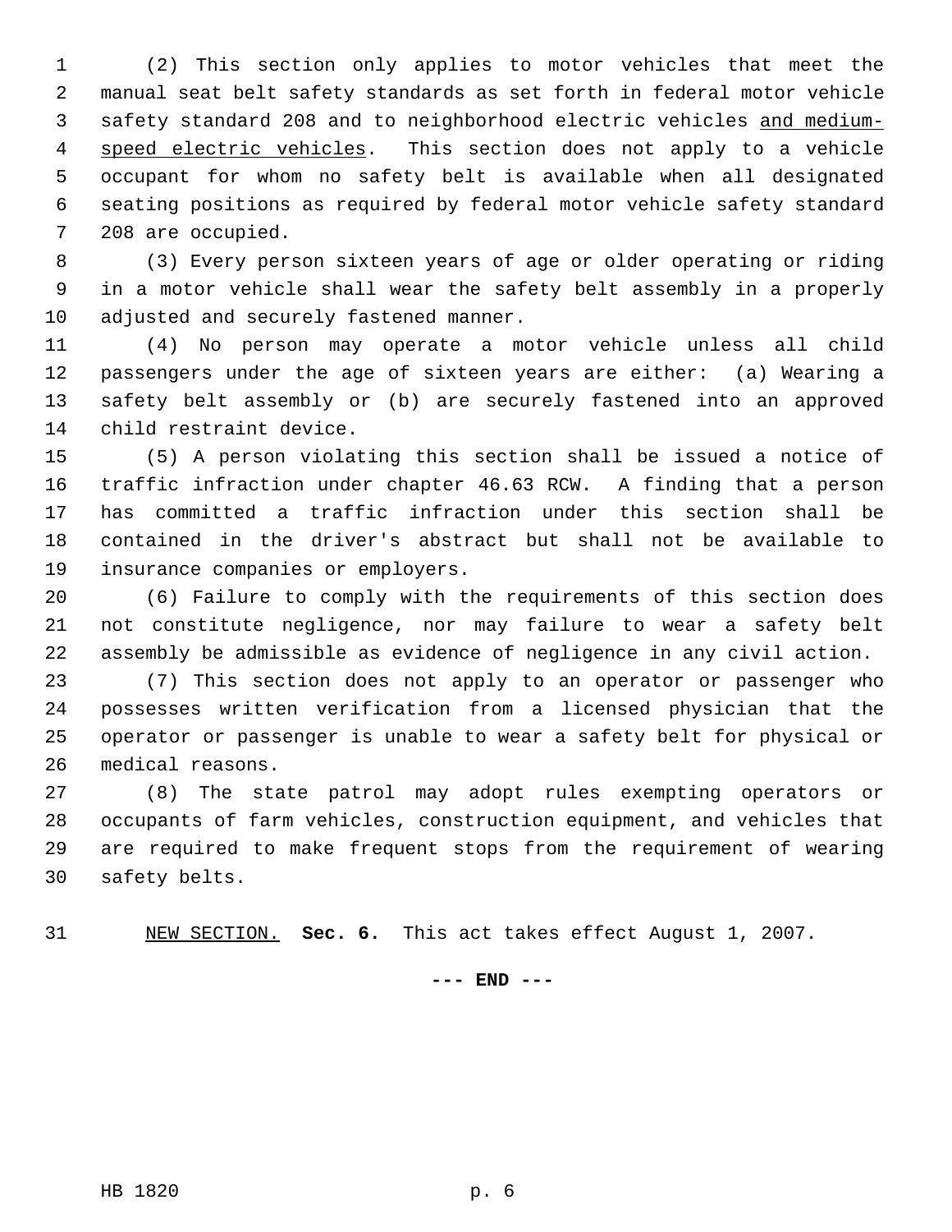(2) This section only applies to motor vehicles that meet the manual seat belt safety standards as set forth in federal motor vehicle safety standard 208 and to neighborhood electric vehicles <u>and medium-speed electric vehicles</u>. This section does not apply to a vehicle occupant for whom no safety belt is available when all designated seating positions as required by federal motor vehicle safety standard 208 are occupied.

(3) Every person sixteen years of age or older operating or riding in a motor vehicle shall wear the safety belt assembly in a properly adjusted and securely fastened manner.

(4) No person may operate a motor vehicle unless all child passengers under the age of sixteen years are either: (a) Wearing a safety belt assembly or (b) are securely fastened into an approved child restraint device.

(5) A person violating this section shall be issued a notice of traffic infraction under chapter 46.63 RCW. A finding that a person has committed a traffic infraction under this section shall be contained in the driver's abstract but shall not be available to insurance companies or employers.

(6) Failure to comply with the requirements of this section does not constitute negligence, nor may failure to wear a safety belt assembly be admissible as evidence of negligence in any civil action.

(7) This section does not apply to an operator or passenger who possesses written verification from a licensed physician that the operator or passenger is unable to wear a safety belt for physical or medical reasons.

(8) The state patrol may adopt rules exempting operators or occupants of farm vehicles, construction equipment, and vehicles that are required to make frequent stops from the requirement of wearing safety belts.

<u>NEW SECTION.</u> **Sec. 6.** This act takes effect August 1, 2007.

**--- END ---**